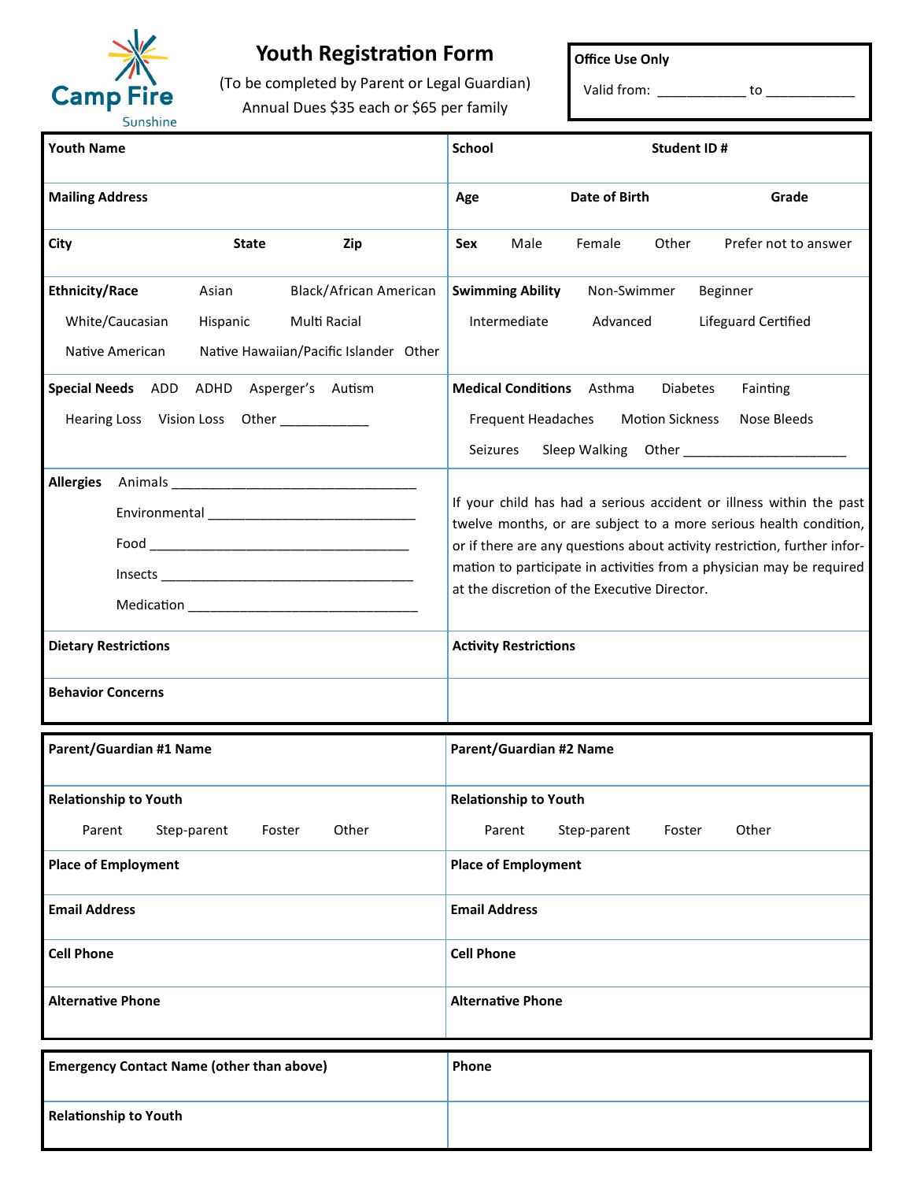Camp Fire Sunshine

# Youth Registration Form

(To be completed by Parent or Legal Guardian)

Annual Dues $35 each or $65 per family

| **Office Use Only** |
|---|
| Valid from: ____________ to ____________ |

| | |
|---|---|
| **Youth Name** | **School** **Student ID #** |
| **Mailing Address** | **Age** **Date of Birth** **Grade** |
| **City** **State** **Zip** | **Sex** Male Female Other Prefer not to answer |
| **Ethnicity/Race** Asian Black/African American White/Caucasian Hispanic Multi Racial Native American Native Hawaiian/Pacific Islander Other | **Swimming Ability** Non-Swimmer Beginner Intermediate Advanced Lifeguard Certified |
| **Special Needs** ADD ADHD Asperger's Autism Hearing Loss Vision Loss Other ____________ | **Medical Conditions** Asthma Diabetes Fainting Frequent Headaches Motion Sickness Nose Bleeds Seizures Sleep Walking Other ______________________ |
| **Allergies** Animals ________________________________ Environmental ____________________________ Food ___________________________________ Insects _________________________________ Medication ______________________________ | If your child has had a serious accident or illness within the past twelve months, or are subject to a more serious health condition, or if there are any questions about activity restriction, further information to participate in activities from a physician may be required at the discretion of the Executive Director. |
| **Dietary Restrictions** | **Activity Restrictions** |
| **Behavior Concerns** | |

| | |
|---|---|
| **Parent/Guardian #1 Name** | **Parent/Guardian #2 Name** |
| **Relationship to Youth** Parent Step-parent Foster Other | **Relationship to Youth** Parent Step-parent Foster Other |
| **Place of Employment** | **Place of Employment** |
| **Email Address** | **Email Address** |
| **Cell Phone** | **Cell Phone** |
| **Alternative Phone** | **Alternative Phone** |

| | |
|---|---|
| **Emergency Contact Name (other than above)** | **Phone** |
| **Relationship to Youth** | |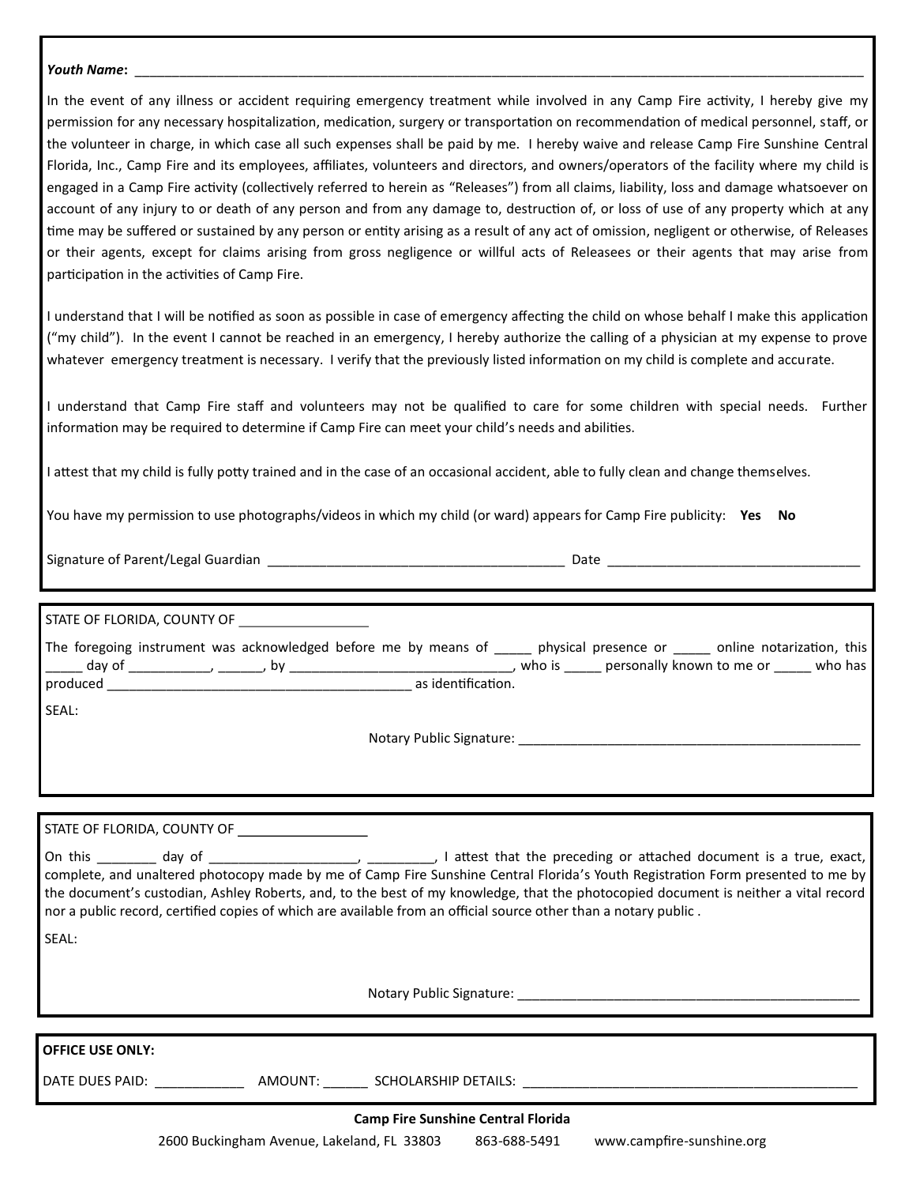***Youth Name*:** ____________________________________________________________________________________________

In the event of any illness or accident requiring emergency treatment while involved in any Camp Fire activity, I hereby give my permission for any necessary hospitalization, medication, surgery or transportation on recommendation of medical personnel, staff, or the volunteer in charge, in which case all such expenses shall be paid by me. I hereby waive and release Camp Fire Sunshine Central Florida, Inc., Camp Fire and its employees, affiliates, volunteers and directors, and owners/operators of the facility where my child is engaged in a Camp Fire activity (collectively referred to herein as "Releases") from all claims, liability, loss and damage whatsoever on account of any injury to or death of any person and from any damage to, destruction of, or loss of use of any property which at any time may be suffered or sustained by any person or entity arising as a result of any act of omission, negligent or otherwise, of Releases or their agents, except for claims arising from gross negligence or willful acts of Releasees or their agents that may arise from participation in the activities of Camp Fire.

I understand that I will be notified as soon as possible in case of emergency affecting the child on whose behalf I make this application ("my child"). In the event I cannot be reached in an emergency, I hereby authorize the calling of a physician at my expense to prove whatever emergency treatment is necessary. I verify that the previously listed information on my child is complete and accurate.

I understand that Camp Fire staff and volunteers may not be qualified to care for some children with special needs. Further information may be required to determine if Camp Fire can meet your child's needs and abilities.

I attest that my child is fully potty trained and in the case of an occasional accident, able to fully clean and change themselves.

You have my permission to use photographs/videos in which my child (or ward) appears for Camp Fire publicity: **Yes No**

Signature of Parent/Legal Guardian ________________________________________ Date __________________________________

---

STATE OF FLORIDA, COUNTY OF _________________

The foregoing instrument was acknowledged before me by means of _____ physical presence or _____ online notarization, this _____ day of ___________, ______, by ______________________________, who is _____ personally known to me or _____ who has produced __________________________________________ as identification.

SEAL:

Notary Public Signature: ________________________________________________

---

STATE OF FLORIDA, COUNTY OF _________________

On this ________ day of ____________________, _________, I attest that the preceding or attached document is a true, exact, complete, and unaltered photocopy made by me of Camp Fire Sunshine Central Florida's Youth Registration Form presented to me by the document's custodian, Ashley Roberts, and, to the best of my knowledge, that the photocopied document is neither a vital record nor a public record, certified copies of which are available from an official source other than a notary public .

SEAL:

Notary Public Signature: ________________________________________________

---

**OFFICE USE ONLY:**

DATE DUES PAID: ____________ AMOUNT: ______ SCHOLARSHIP DETAILS: ______________________________________________

**Camp Fire Sunshine Central Florida**

2600 Buckingham Avenue, Lakeland, FL 33803 863-688-5491 www.campfire-sunshine.org